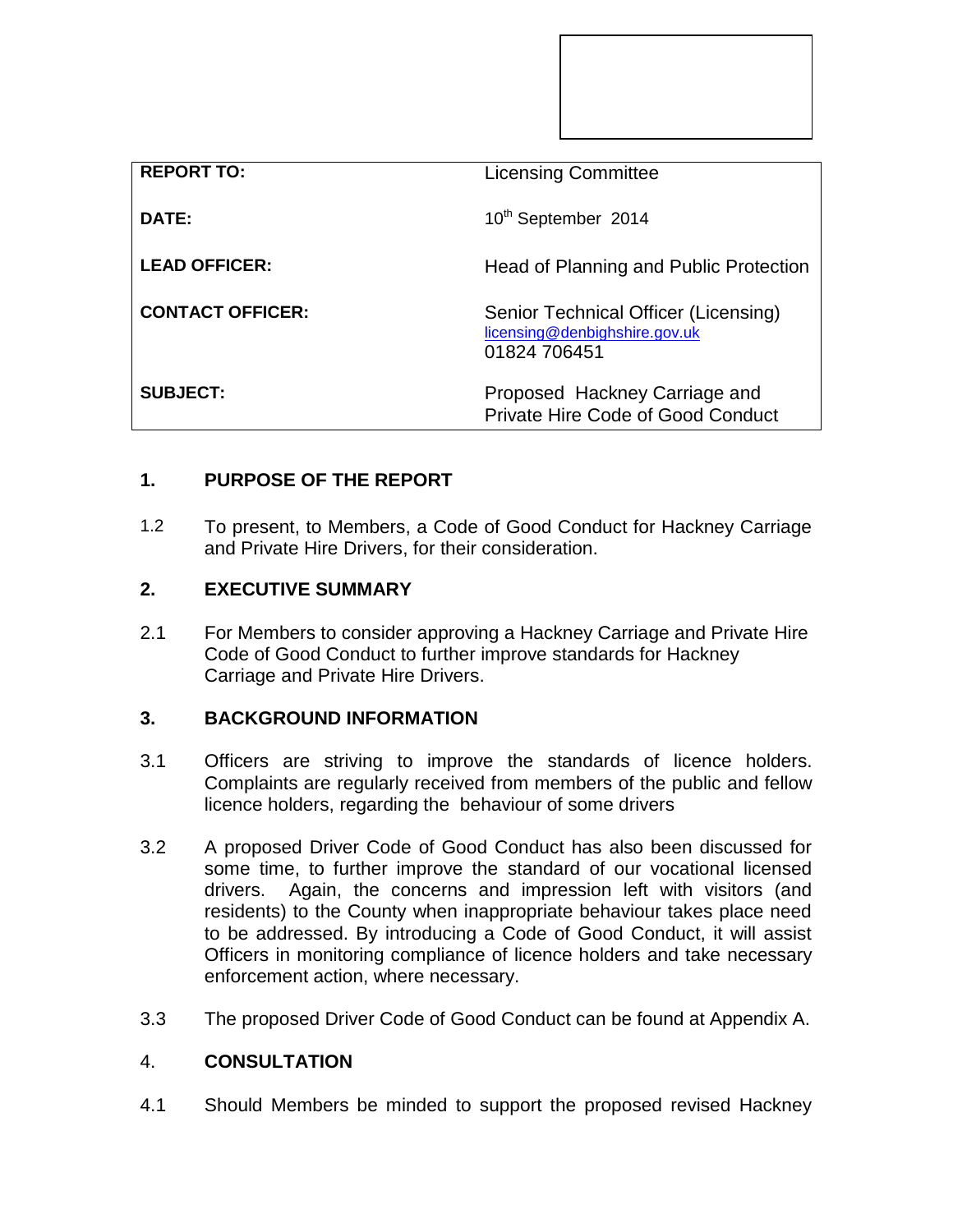| | |
|---|---|
| **REPORT TO:** | Licensing Committee |
| **DATE:** | 10th September 2014 |
| **LEAD OFFICER:** | Head of Planning and Public Protection |
| **CONTACT OFFICER:** | Senior Technical Officer (Licensing) licensing@denbighshire.gov.uk 01824 706451 |
| **SUBJECT:** | Proposed Hackney Carriage and Private Hire Code of Good Conduct |

## 1. PURPOSE OF THE REPORT

1.2 To present, to Members, a Code of Good Conduct for Hackney Carriage and Private Hire Drivers, for their consideration.

## 2. EXECUTIVE SUMMARY

2.1 For Members to consider approving a Hackney Carriage and Private Hire Code of Good Conduct to further improve standards for Hackney Carriage and Private Hire Drivers.

## 3. BACKGROUND INFORMATION

3.1 Officers are striving to improve the standards of licence holders. Complaints are regularly received from members of the public and fellow licence holders, regarding the behaviour of some drivers

3.2 A proposed Driver Code of Good Conduct has also been discussed for some time, to further improve the standard of our vocational licensed drivers. Again, the concerns and impression left with visitors (and residents) to the County when inappropriate behaviour takes place need to be addressed. By introducing a Code of Good Conduct, it will assist Officers in monitoring compliance of licence holders and take necessary enforcement action, where necessary.

3.3 The proposed Driver Code of Good Conduct can be found at Appendix A.

## 4. CONSULTATION

4.1 Should Members be minded to support the proposed revised Hackney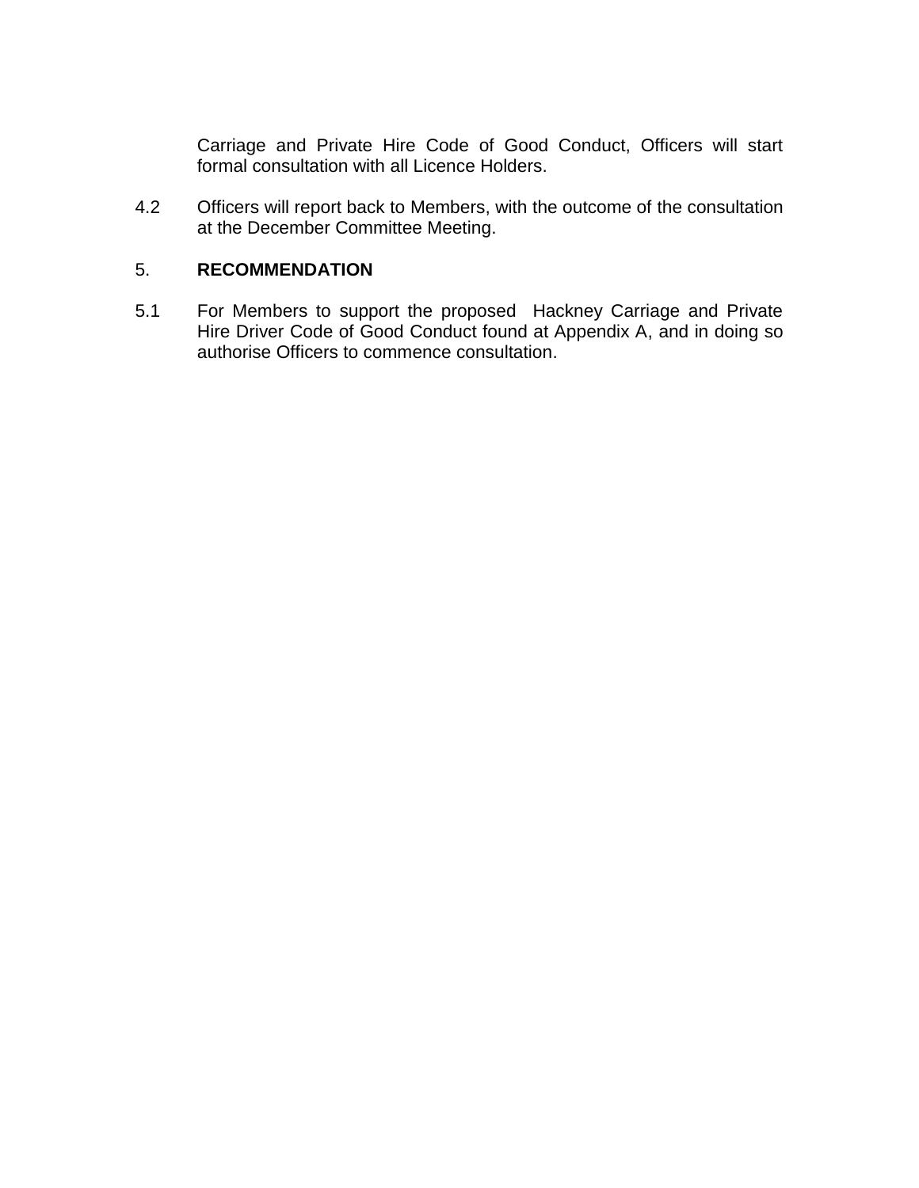Carriage and Private Hire Code of Good Conduct, Officers will start formal consultation with all Licence Holders.

4.2 Officers will report back to Members, with the outcome of the consultation at the December Committee Meeting.

## 5. RECOMMENDATION

5.1 For Members to support the proposed Hackney Carriage and Private Hire Driver Code of Good Conduct found at Appendix A, and in doing so authorise Officers to commence consultation.